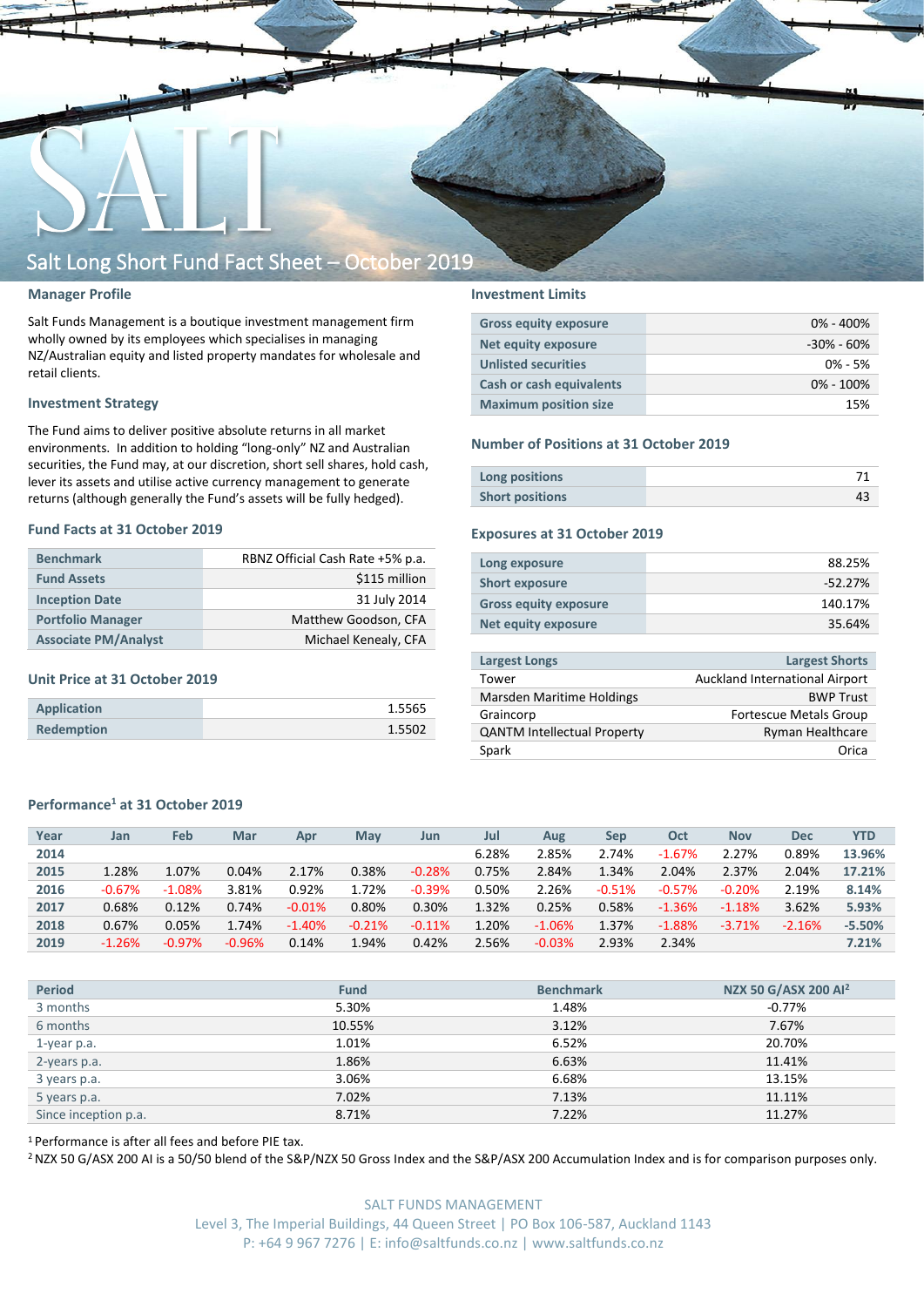# Salt Long Short Fund Fact Sheet – October 2019

## Manager Profile

Salt Funds Management is a boutique investment management firm wholly owned by its employees which specialises in managing NZ/Australian equity and listed property mandates for wholesale and retail clients.

## Investment Strategy

The Fund aims to deliver positive absolute returns in all market environments. In addition to holding "long-only" NZ and Australian securities, the Fund may, at our discretion, short sell shares, hold cash, lever its assets and utilise active currency management to generate returns (although generally the Fund's assets will be fully hedged).

## Fund Facts at 31 October 2019

| | |
|---|---|
| **Benchmark** | RBNZ Official Cash Rate +5% p.a. |
| **Fund Assets** | $115 million |
| **Inception Date** | 31 July 2014 |
| **Portfolio Manager** | Matthew Goodson, CFA |
| **Associate PM/Analyst** | Michael Kenealy, CFA |

## Unit Price at 31 October 2019

| | |
|---|---|
| **Application** | 1.5565 |
| **Redemption** | 1.5502 |

## Investment Limits

| | |
|---|---|
| **Gross equity exposure** | 0% - 400% |
| **Net equity exposure** | -30% - 60% |
| **Unlisted securities** | 0% - 5% |
| **Cash or cash equivalents** | 0% - 100% |
| **Maximum position size** | 15% |

## Number of Positions at 31 October 2019

| | |
|---|---|
| **Long positions** | 71 |
| **Short positions** | 43 |

## Exposures at 31 October 2019

| | |
|---|---|
| **Long exposure** | 88.25% |
| **Short exposure** | -52.27% |
| **Gross equity exposure** | 140.17% |
| **Net equity exposure** | 35.64% |

| Largest Longs | Largest Shorts |
|---|---|
| Tower | Auckland International Airport |
| Marsden Maritime Holdings | BWP Trust |
| Graincorp | Fortescue Metals Group |
| QANTM Intellectual Property | Ryman Healthcare |
| Spark | Orica |

## Performance[1] at 31 October 2019

| Year | Jan | Feb | Mar | Apr | May | Jun | Jul | Aug | Sep | Oct | Nov | Dec | YTD |
|---|---|---|---|---|---|---|---|---|---|---|---|---|---|
| **2014** | | | | | | | 6.28% | 2.85% | 2.74% | -1.67% | 2.27% | 0.89% | **13.96%** |
| **2015** | 1.28% | 1.07% | 0.04% | 2.17% | 0.38% | -0.28% | 0.75% | 2.84% | 1.34% | 2.04% | 2.37% | 2.04% | **17.21%** |
| **2016** | -0.67% | -1.08% | 3.81% | 0.92% | 1.72% | -0.39% | 0.50% | 2.26% | -0.51% | -0.57% | -0.20% | 2.19% | **8.14%** |
| **2017** | 0.68% | 0.12% | 0.74% | -0.01% | 0.80% | 0.30% | 1.32% | 0.25% | 0.58% | -1.36% | -1.18% | 3.62% | **5.93%** |
| **2018** | 0.67% | 0.05% | 1.74% | -1.40% | -0.21% | -0.11% | 1.20% | -1.06% | 1.37% | -1.88% | -3.71% | -2.16% | **-5.50%** |
| **2019** | -1.26% | -0.97% | -0.96% | 0.14% | 1.94% | 0.42% | 2.56% | -0.03% | 2.93% | 2.34% | | | **7.21%** |

| Period | Fund | Benchmark | NZX 50 G/ASX 200 AI[2] |
|---|---|---|---|
| 3 months | 5.30% | 1.48% | -0.77% |
| 6 months | 10.55% | 3.12% | 7.67% |
| 1-year p.a. | 1.01% | 6.52% | 20.70% |
| 2-years p.a. | 1.86% | 6.63% | 11.41% |
| 3 years p.a. | 3.06% | 6.68% | 13.15% |
| 5 years p.a. | 7.02% | 7.13% | 11.11% |
| Since inception p.a. | 8.71% | 7.22% | 11.27% |

[1] Performance is after all fees and before PIE tax.

[2] NZX 50 G/ASX 200 AI is a 50/50 blend of the S&P/NZX 50 Gross Index and the S&P/ASX 200 Accumulation Index and is for comparison purposes only.

SALT FUNDS MANAGEMENT
Level 3, The Imperial Buildings, 44 Queen Street | PO Box 106-587, Auckland 1143
P: +64 9 967 7276 | E: info@saltfunds.co.nz | www.saltfunds.co.nz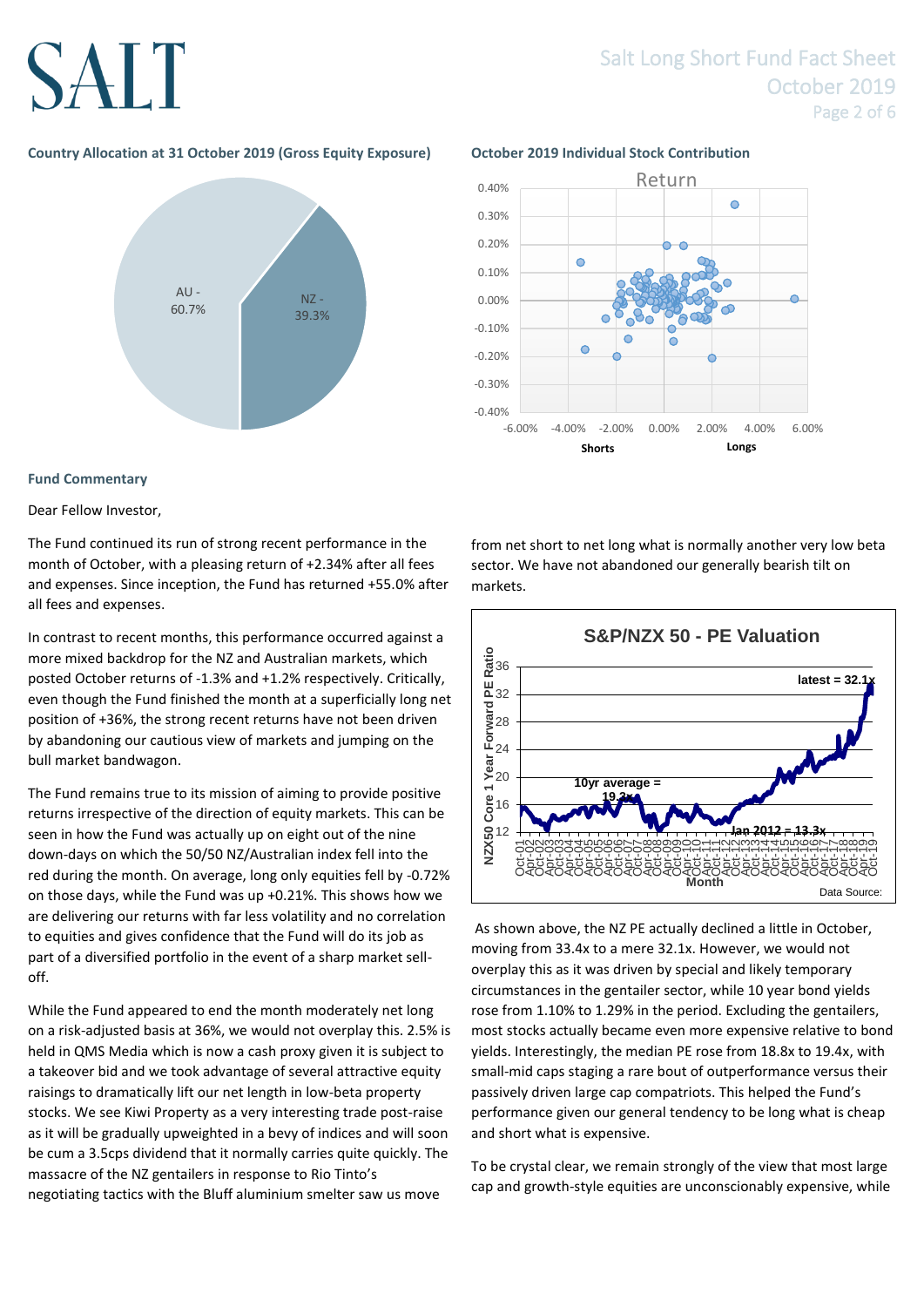### Country Allocation at 31 October 2019 (Gross Equity Exposure)

AU - 60.7%

NZ - 39.3%

### October 2019 Individual Stock Contribution

Return

Shorts | Longs

### Fund Commentary

Dear Fellow Investor,

The Fund continued its run of strong recent performance in the month of October, with a pleasing return of +2.34% after all fees and expenses. Since inception, the Fund has returned +55.0% after all fees and expenses.

In contrast to recent months, this performance occurred against a more mixed backdrop for the NZ and Australian markets, which posted October returns of -1.3% and +1.2% respectively. Critically, even though the Fund finished the month at a superficially long net position of +36%, the strong recent returns have not been driven by abandoning our cautious view of markets and jumping on the bull market bandwagon.

The Fund remains true to its mission of aiming to provide positive returns irrespective of the direction of equity markets. This can be seen in how the Fund was actually up on eight out of the nine down-days on which the 50/50 NZ/Australian index fell into the red during the month. On average, long only equities fell by -0.72% on those days, while the Fund was up +0.21%. This shows how we are delivering our returns with far less volatility and no correlation to equities and gives confidence that the Fund will do its job as part of a diversified portfolio in the event of a sharp market sell-off.

While the Fund appeared to end the month moderately net long on a risk-adjusted basis at 36%, we would not overplay this. 2.5% is held in QMS Media which is now a cash proxy given it is subject to a takeover bid and we took advantage of several attractive equity raisings to dramatically lift our net length in low-beta property stocks. We see Kiwi Property as a very interesting trade post-raise as it will be gradually upweighted in a bevy of indices and will soon be cum a 3.5cps dividend that it normally carries quite quickly. The massacre of the NZ gentailers in response to Rio Tinto's negotiating tactics with the Bluff aluminium smelter saw us move from net short to net long what is normally another very low beta sector. We have not abandoned our generally bearish tilt on markets.

**S&P/NZX 50 - PE Valuation**

NZX50 Core 1 Year Forward PE Ratio; Month; latest = 32.1x; 10yr average = 19.2x; Jan 2012 = 13.3x; Data Source:

As shown above, the NZ PE actually declined a little in October, moving from 33.4x to a mere 32.1x. However, we would not overplay this as it was driven by special and likely temporary circumstances in the gentailer sector, while 10 year bond yields rose from 1.10% to 1.29% in the period. Excluding the gentailers, most stocks actually became even more expensive relative to bond yields. Interestingly, the median PE rose from 18.8x to 19.4x, with small-mid caps staging a rare bout of outperformance versus their passively driven large cap compatriots. This helped the Fund's performance given our general tendency to be long what is cheap and short what is expensive.

To be crystal clear, we remain strongly of the view that most large cap and growth-style equities are unconscionably expensive, while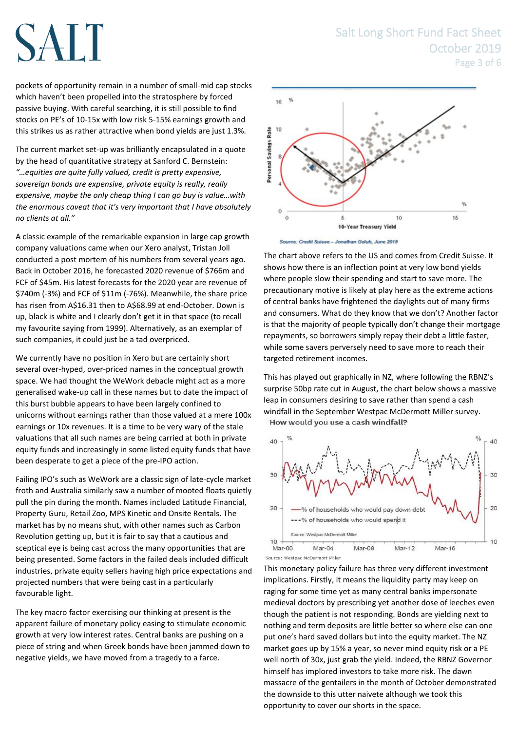pockets of opportunity remain in a number of small-mid cap stocks which haven't been propelled into the stratosphere by forced passive buying. With careful searching, it is still possible to find stocks on PE's of 10-15x with low risk 5-15% earnings growth and this strikes us as rather attractive when bond yields are just 1.3%.

The current market set-up was brilliantly encapsulated in a quote by the head of quantitative strategy at Sanford C. Bernstein: *"…equities are quite fully valued, credit is pretty expensive, sovereign bonds are expensive, private equity is really, really expensive, maybe the only cheap thing I can go buy is value…with the enormous caveat that it's very important that I have absolutely no clients at all."*

A classic example of the remarkable expansion in large cap growth company valuations came when our Xero analyst, Tristan Joll conducted a post mortem of his numbers from several years ago. Back in October 2016, he forecasted 2020 revenue of $766m and FCF of $45m. His latest forecasts for the 2020 year are revenue of $740m (-3%) and FCF of $11m (-76%). Meanwhile, the share price has risen from A$16.31 then to A$68.99 at end-October. Down is up, black is white and I clearly don't get it in that space (to recall my favourite saying from 1999). Alternatively, as an exemplar of such companies, it could just be a tad overpriced.

We currently have no position in Xero but are certainly short several over-hyped, over-priced names in the conceptual growth space. We had thought the WeWork debacle might act as a more generalised wake-up call in these names but to date the impact of this burst bubble appears to have been largely confined to unicorns without earnings rather than those valued at a mere 100x earnings or 10x revenues. It is a time to be very wary of the stale valuations that all such names are being carried at both in private equity funds and increasingly in some listed equity funds that have been desperate to get a piece of the pre-IPO action.

Failing IPO's such as WeWork are a classic sign of late-cycle market froth and Australia similarly saw a number of mooted floats quietly pull the pin during the month. Names included Latitude Financial, Property Guru, Retail Zoo, MPS Kinetic and Onsite Rentals. The market has by no means shut, with other names such as Carbon Revolution getting up, but it is fair to say that a cautious and sceptical eye is being cast across the many opportunities that are being presented. Some factors in the failed deals included difficult industries, private equity sellers having high price expectations and projected numbers that were being cast in a particularly favourable light.

The key macro factor exercising our thinking at present is the apparent failure of monetary policy easing to stimulate economic growth at very low interest rates. Central banks are pushing on a piece of string and when Greek bonds have been jammed down to negative yields, we have moved from a tragedy to a farce.

Source: Credit Suisse – Jonathan Golub, June 2019

The chart above refers to the US and comes from Credit Suisse. It shows how there is an inflection point at very low bond yields where people slow their spending and start to save more. The precautionary motive is likely at play here as the extreme actions of central banks have frightened the daylights out of many firms and consumers. What do they know that we don't? Another factor is that the majority of people typically don't change their mortgage repayments, so borrowers simply repay their debt a little faster, while some savers perversely need to save more to reach their targeted retirement incomes.

This has played out graphically in NZ, where following the RBNZ's surprise 50bp rate cut in August, the chart below shows a massive leap in consumers desiring to save rather than spend a cash windfall in the September Westpac McDermott Miller survey.

Source: Westpac McDermott Miller

This monetary policy failure has three very different investment implications. Firstly, it means the liquidity party may keep on raging for some time yet as many central banks impersonate medieval doctors by prescribing yet another dose of leeches even though the patient is not responding. Bonds are yielding next to nothing and term deposits are little better so where else can one put one's hard saved dollars but into the equity market. The NZ market goes up by 15% a year, so never mind equity risk or a PE well north of 30x, just grab the yield. Indeed, the RBNZ Governor himself has implored investors to take more risk. The dawn massacre of the gentailers in the month of October demonstrated the downside to this utter naivete although we took this opportunity to cover our shorts in the space.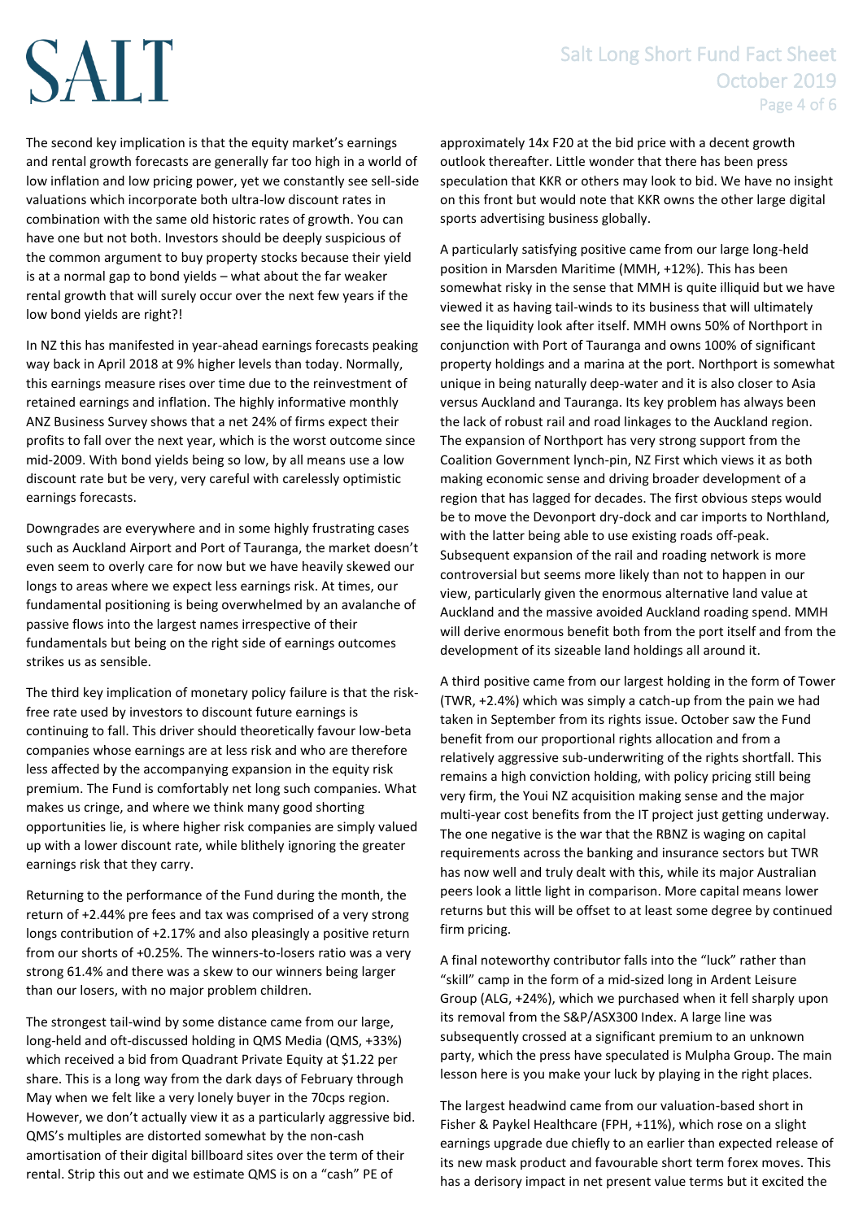The second key implication is that the equity market's earnings and rental growth forecasts are generally far too high in a world of low inflation and low pricing power, yet we constantly see sell-side valuations which incorporate both ultra-low discount rates in combination with the same old historic rates of growth. You can have one but not both. Investors should be deeply suspicious of the common argument to buy property stocks because their yield is at a normal gap to bond yields – what about the far weaker rental growth that will surely occur over the next few years if the low bond yields are right?!

In NZ this has manifested in year-ahead earnings forecasts peaking way back in April 2018 at 9% higher levels than today. Normally, this earnings measure rises over time due to the reinvestment of retained earnings and inflation. The highly informative monthly ANZ Business Survey shows that a net 24% of firms expect their profits to fall over the next year, which is the worst outcome since mid-2009. With bond yields being so low, by all means use a low discount rate but be very, very careful with carelessly optimistic earnings forecasts.

Downgrades are everywhere and in some highly frustrating cases such as Auckland Airport and Port of Tauranga, the market doesn't even seem to overly care for now but we have heavily skewed our longs to areas where we expect less earnings risk. At times, our fundamental positioning is being overwhelmed by an avalanche of passive flows into the largest names irrespective of their fundamentals but being on the right side of earnings outcomes strikes us as sensible.

The third key implication of monetary policy failure is that the risk-free rate used by investors to discount future earnings is continuing to fall. This driver should theoretically favour low-beta companies whose earnings are at less risk and who are therefore less affected by the accompanying expansion in the equity risk premium. The Fund is comfortably net long such companies. What makes us cringe, and where we think many good shorting opportunities lie, is where higher risk companies are simply valued up with a lower discount rate, while blithely ignoring the greater earnings risk that they carry.

Returning to the performance of the Fund during the month, the return of +2.44% pre fees and tax was comprised of a very strong longs contribution of +2.17% and also pleasingly a positive return from our shorts of +0.25%. The winners-to-losers ratio was a very strong 61.4% and there was a skew to our winners being larger than our losers, with no major problem children.

The strongest tail-wind by some distance came from our large, long-held and oft-discussed holding in QMS Media (QMS, +33%) which received a bid from Quadrant Private Equity at $1.22 per share. This is a long way from the dark days of February through May when we felt like a very lonely buyer in the 70cps region. However, we don't actually view it as a particularly aggressive bid. QMS's multiples are distorted somewhat by the non-cash amortisation of their digital billboard sites over the term of their rental. Strip this out and we estimate QMS is on a "cash" PE of approximately 14x F20 at the bid price with a decent growth outlook thereafter. Little wonder that there has been press speculation that KKR or others may look to bid. We have no insight on this front but would note that KKR owns the other large digital sports advertising business globally.

A particularly satisfying positive came from our large long-held position in Marsden Maritime (MMH, +12%). This has been somewhat risky in the sense that MMH is quite illiquid but we have viewed it as having tail-winds to its business that will ultimately see the liquidity look after itself. MMH owns 50% of Northport in conjunction with Port of Tauranga and owns 100% of significant property holdings and a marina at the port. Northport is somewhat unique in being naturally deep-water and it is also closer to Asia versus Auckland and Tauranga. Its key problem has always been the lack of robust rail and road linkages to the Auckland region. The expansion of Northport has very strong support from the Coalition Government lynch-pin, NZ First which views it as both making economic sense and driving broader development of a region that has lagged for decades. The first obvious steps would be to move the Devonport dry-dock and car imports to Northland, with the latter being able to use existing roads off-peak. Subsequent expansion of the rail and roading network is more controversial but seems more likely than not to happen in our view, particularly given the enormous alternative land value at Auckland and the massive avoided Auckland roading spend. MMH will derive enormous benefit both from the port itself and from the development of its sizeable land holdings all around it.

A third positive came from our largest holding in the form of Tower (TWR, +2.4%) which was simply a catch-up from the pain we had taken in September from its rights issue. October saw the Fund benefit from our proportional rights allocation and from a relatively aggressive sub-underwriting of the rights shortfall. This remains a high conviction holding, with policy pricing still being very firm, the Youi NZ acquisition making sense and the major multi-year cost benefits from the IT project just getting underway. The one negative is the war that the RBNZ is waging on capital requirements across the banking and insurance sectors but TWR has now well and truly dealt with this, while its major Australian peers look a little light in comparison. More capital means lower returns but this will be offset to at least some degree by continued firm pricing.

A final noteworthy contributor falls into the "luck" rather than "skill" camp in the form of a mid-sized long in Ardent Leisure Group (ALG, +24%), which we purchased when it fell sharply upon its removal from the S&P/ASX300 Index. A large line was subsequently crossed at a significant premium to an unknown party, which the press have speculated is Mulpha Group. The main lesson here is you make your luck by playing in the right places.

The largest headwind came from our valuation-based short in Fisher & Paykel Healthcare (FPH, +11%), which rose on a slight earnings upgrade due chiefly to an earlier than expected release of its new mask product and favourable short term forex moves. This has a derisory impact in net present value terms but it excited the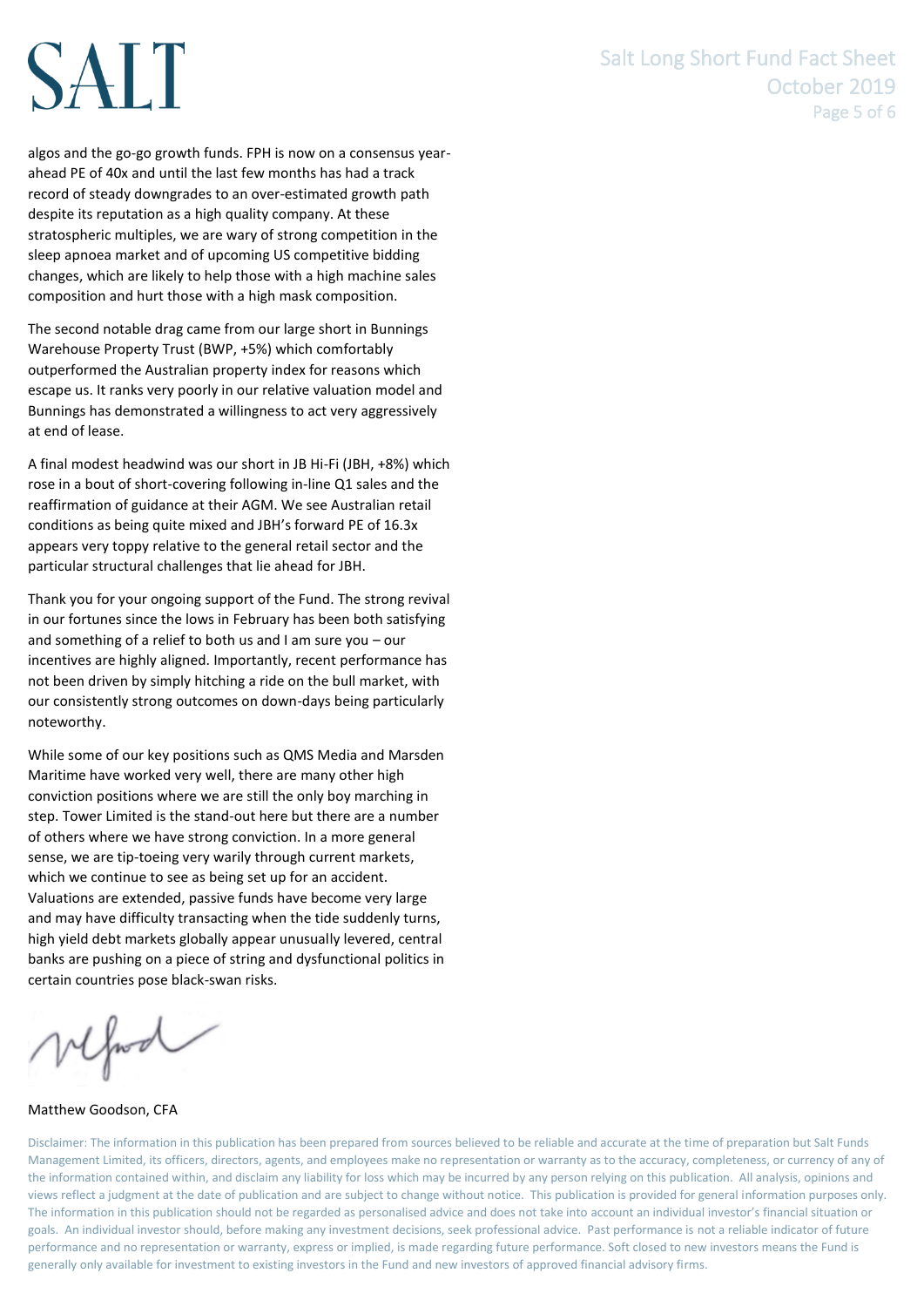algos and the go-go growth funds. FPH is now on a consensus year-ahead PE of 40x and until the last few months has had a track record of steady downgrades to an over-estimated growth path despite its reputation as a high quality company. At these stratospheric multiples, we are wary of strong competition in the sleep apnoea market and of upcoming US competitive bidding changes, which are likely to help those with a high machine sales composition and hurt those with a high mask composition.

The second notable drag came from our large short in Bunnings Warehouse Property Trust (BWP, +5%) which comfortably outperformed the Australian property index for reasons which escape us. It ranks very poorly in our relative valuation model and Bunnings has demonstrated a willingness to act very aggressively at end of lease.

A final modest headwind was our short in JB Hi-Fi (JBH, +8%) which rose in a bout of short-covering following in-line Q1 sales and the reaffirmation of guidance at their AGM. We see Australian retail conditions as being quite mixed and JBH's forward PE of 16.3x appears very toppy relative to the general retail sector and the particular structural challenges that lie ahead for JBH.

Thank you for your ongoing support of the Fund. The strong revival in our fortunes since the lows in February has been both satisfying and something of a relief to both us and I am sure you – our incentives are highly aligned. Importantly, recent performance has not been driven by simply hitching a ride on the bull market, with our consistently strong outcomes on down-days being particularly noteworthy.

While some of our key positions such as QMS Media and Marsden Maritime have worked very well, there are many other high conviction positions where we are still the only boy marching in step. Tower Limited is the stand-out here but there are a number of others where we have strong conviction. In a more general sense, we are tip-toeing very warily through current markets, which we continue to see as being set up for an accident. Valuations are extended, passive funds have become very large and may have difficulty transacting when the tide suddenly turns, high yield debt markets globally appear unusually levered, central banks are pushing on a piece of string and dysfunctional politics in certain countries pose black-swan risks.

Matthew Goodson, CFA

Disclaimer: The information in this publication has been prepared from sources believed to be reliable and accurate at the time of preparation but Salt Funds Management Limited, its officers, directors, agents, and employees make no representation or warranty as to the accuracy, completeness, or currency of any of the information contained within, and disclaim any liability for loss which may be incurred by any person relying on this publication. All analysis, opinions and views reflect a judgment at the date of publication and are subject to change without notice. This publication is provided for general information purposes only. The information in this publication should not be regarded as personalised advice and does not take into account an individual investor's financial situation or goals. An individual investor should, before making any investment decisions, seek professional advice. Past performance is not a reliable indicator of future performance and no representation or warranty, express or implied, is made regarding future performance. Soft closed to new investors means the Fund is generally only available for investment to existing investors in the Fund and new investors of approved financial advisory firms.